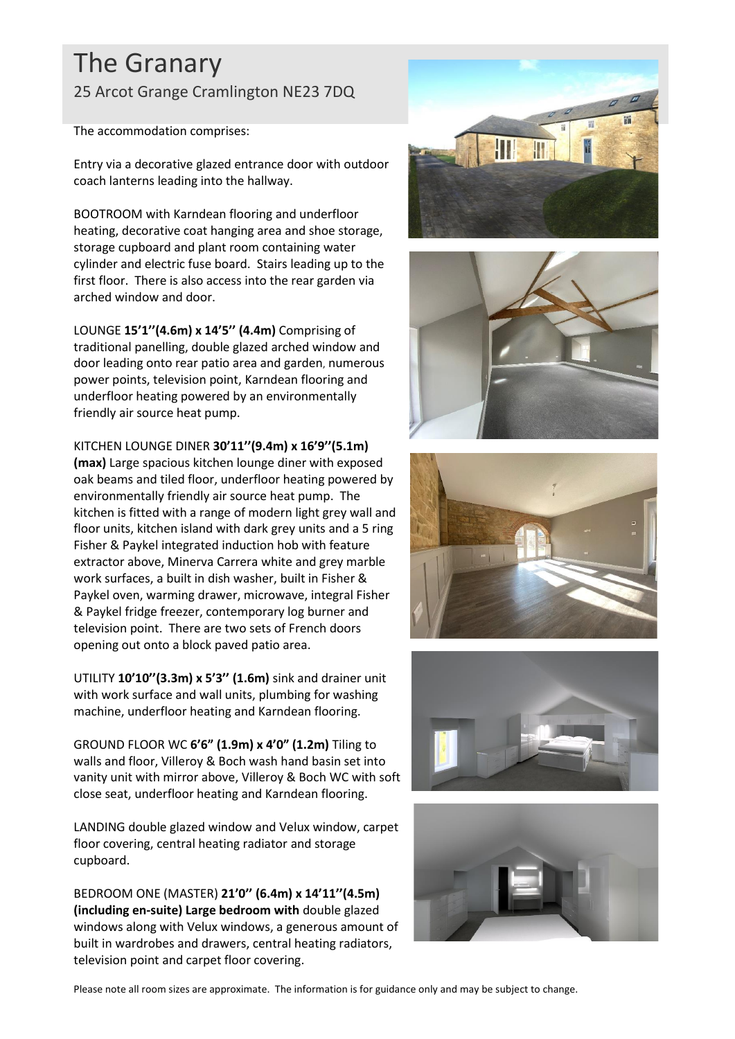# The Granary

25 Arcot Grange Cramlington NE23 7DQ

The accommodation comprises:

Entry via a decorative glazed entrance door with outdoor coach lanterns leading into the hallway.

BOOTROOM with Karndean flooring and underfloor heating, decorative coat hanging area and shoe storage, storage cupboard and plant room containing water cylinder and electric fuse board. Stairs leading up to the first floor. There is also access into the rear garden via arched window and door.

LOUNGE **15'1''(4.6m) x 14'5'' (4.4m)** Comprising of traditional panelling, double glazed arched window and door leading onto rear patio area and garden, numerous power points, television point, Karndean flooring and underfloor heating powered by an environmentally friendly air source heat pump.

KITCHEN LOUNGE DINER **30'11''(9.4m) x 16'9''(5.1m) (max)** Large spacious kitchen lounge diner with exposed oak beams and tiled floor, underfloor heating powered by environmentally friendly air source heat pump. The kitchen is fitted with a range of modern light grey wall and floor units, kitchen island with dark grey units and a 5 ring Fisher & Paykel integrated induction hob with feature extractor above, Minerva Carrera white and grey marble work surfaces, a built in dish washer, built in Fisher & Paykel oven, warming drawer, microwave, integral Fisher & Paykel fridge freezer, contemporary log burner and television point. There are two sets of French doors opening out onto a block paved patio area.

UTILITY **10'10''(3.3m) x 5'3'' (1.6m)** sink and drainer unit with work surface and wall units, plumbing for washing machine, underfloor heating and Karndean flooring.

GROUND FLOOR WC **6'6" (1.9m) x 4'0" (1.2m)** Tiling to walls and floor, Villeroy & Boch wash hand basin set into vanity unit with mirror above, Villeroy & Boch WC with soft close seat, underfloor heating and Karndean flooring.

LANDING double glazed window and Velux window, carpet floor covering, central heating radiator and storage cupboard.

BEDROOM ONE (MASTER) **21'0'' (6.4m) x 14'11''(4.5m) (including en-suite) Large bedroom with** double glazed windows along with Velux windows, a generous amount of built in wardrobes and drawers, central heating radiators, television point and carpet floor covering.

Please note all room sizes are approximate. The information is for guidance only and may be subject to change.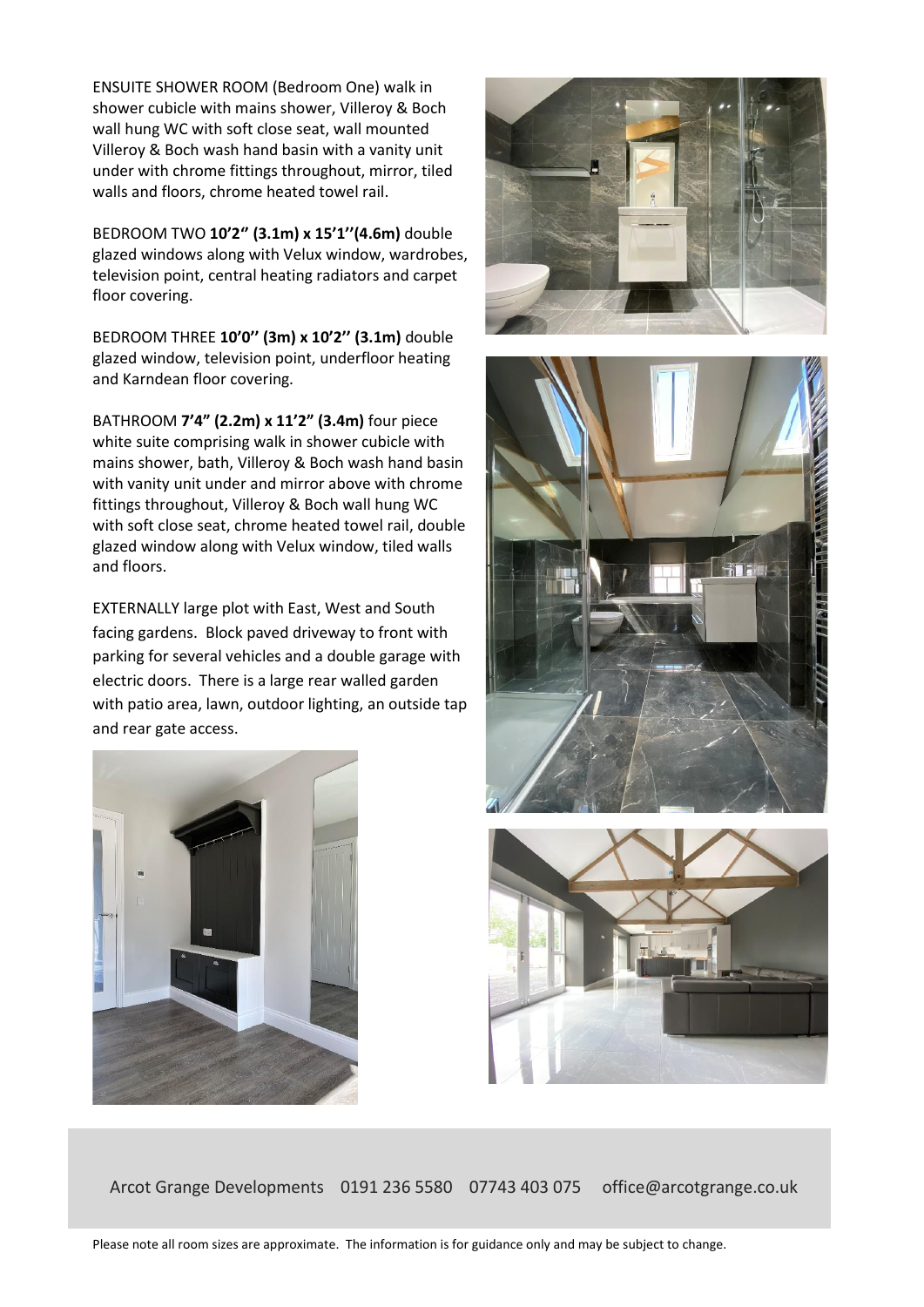ENSUITE SHOWER ROOM (Bedroom One) walk in shower cubicle with mains shower, Villeroy & Boch wall hung WC with soft close seat, wall mounted Villeroy & Boch wash hand basin with a vanity unit under with chrome fittings throughout, mirror, tiled walls and floors, chrome heated towel rail.

BEDROOM TWO **10'2" (3.1m) x 15'1''(4.6m)** double glazed windows along with Velux window, wardrobes, television point, central heating radiators and carpet floor covering.

BEDROOM THREE **10'0'' (3m) x 10'2'' (3.1m)** double glazed window, television point, underfloor heating and Karndean floor covering.

BATHROOM **7'4" (2.2m) x 11'2" (3.4m)** four piece white suite comprising walk in shower cubicle with mains shower, bath, Villeroy & Boch wash hand basin with vanity unit under and mirror above with chrome fittings throughout, Villeroy & Boch wall hung WC with soft close seat, chrome heated towel rail, double glazed window along with Velux window, tiled walls and floors.

EXTERNALLY large plot with East, West and South facing gardens. Block paved driveway to front with parking for several vehicles and a double garage with electric doors. There is a large rear walled garden with patio area, lawn, outdoor lighting, an outside tap and rear gate access.

Arcot Grange Developments 0191 236 5580 07743 403 075 office@arcotgrange.co.uk

Please note all room sizes are approximate. The information is for guidance only and may be subject to change.